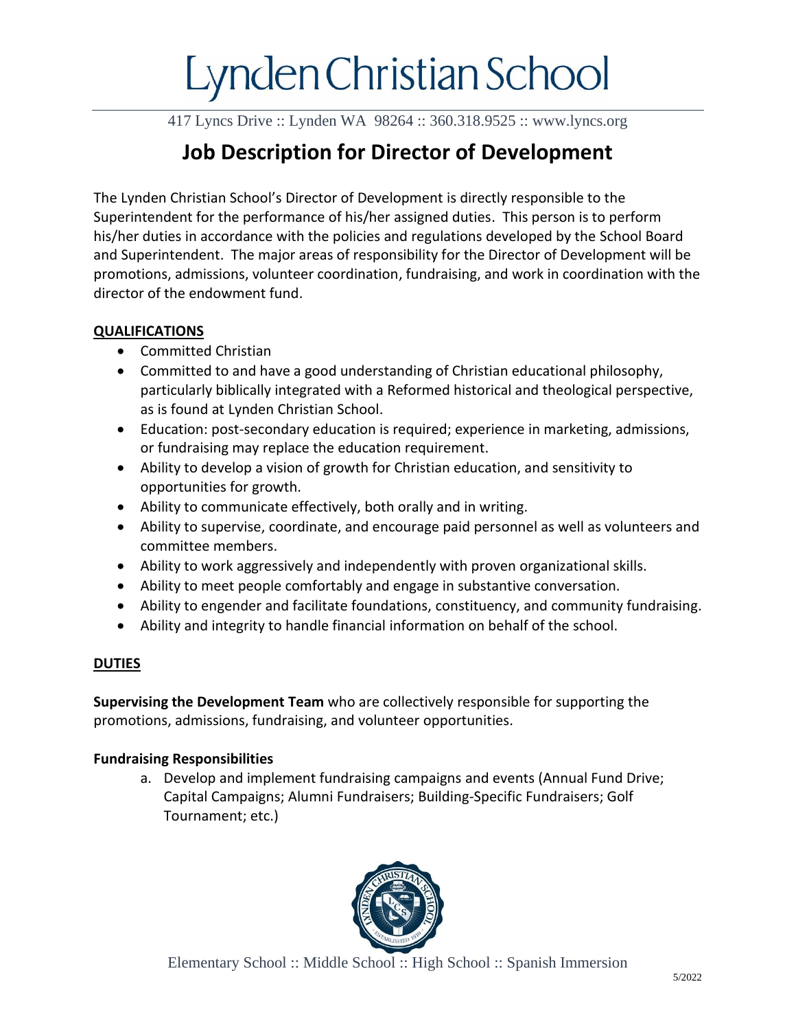# Lynden Christian School

417 Lyncs Drive :: Lynden WA 98264 :: 360.318.9525 :: www.lyncs.org

## Job Description for Director of Development

The Lynden Christian School's Director of Development is directly responsible to the Superintendent for the performance of his/her assigned duties. This person is to perform his/her duties in accordance with the policies and regulations developed by the School Board and Superintendent. The major areas of responsibility for the Director of Development will be promotions, admissions, volunteer coordination, fundraising, and work in coordination with the director of the endowment fund.

### QUALIFICATIONS

- Committed Christian
- Committed to and have a good understanding of Christian educational philosophy, particularly biblically integrated with a Reformed historical and theological perspective, as is found at Lynden Christian School.
- Education: post-secondary education is required; experience in marketing, admissions, or fundraising may replace the education requirement.
- Ability to develop a vision of growth for Christian education, and sensitivity to opportunities for growth.
- Ability to communicate effectively, both orally and in writing.
- Ability to supervise, coordinate, and encourage paid personnel as well as volunteers and committee members.
- Ability to work aggressively and independently with proven organizational skills.
- Ability to meet people comfortably and engage in substantive conversation.
- Ability to engender and facilitate foundations, constituency, and community fundraising.
- Ability and integrity to handle financial information on behalf of the school.

### DUTIES

**Supervising the Development Team** who are collectively responsible for supporting the promotions, admissions, fundraising, and volunteer opportunities.

**Fundraising Responsibilities**

a. Develop and implement fundraising campaigns and events (Annual Fund Drive; Capital Campaigns; Alumni Fundraisers; Building-Specific Fundraisers; Golf Tournament; etc.)

Elementary School :: Middle School :: High School :: Spanish Immersion

5/2022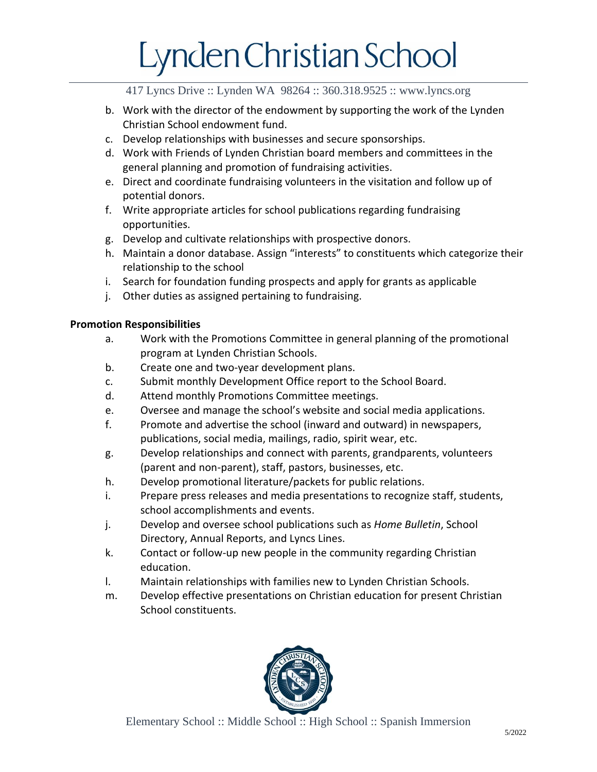b. Work with the director of the endowment by supporting the work of the Lynden Christian School endowment fund.
c. Develop relationships with businesses and secure sponsorships.
d. Work with Friends of Lynden Christian board members and committees in the general planning and promotion of fundraising activities.
e. Direct and coordinate fundraising volunteers in the visitation and follow up of potential donors.
f. Write appropriate articles for school publications regarding fundraising opportunities.
g. Develop and cultivate relationships with prospective donors.
h. Maintain a donor database. Assign "interests" to constituents which categorize their relationship to the school
i. Search for foundation funding prospects and apply for grants as applicable
j. Other duties as assigned pertaining to fundraising.

**Promotion Responsibilities**

a. Work with the Promotions Committee in general planning of the promotional program at Lynden Christian Schools.
b. Create one and two-year development plans.
c. Submit monthly Development Office report to the School Board.
d. Attend monthly Promotions Committee meetings.
e. Oversee and manage the school's website and social media applications.
f. Promote and advertise the school (inward and outward) in newspapers, publications, social media, mailings, radio, spirit wear, etc.
g. Develop relationships and connect with parents, grandparents, volunteers (parent and non-parent), staff, pastors, businesses, etc.
h. Develop promotional literature/packets for public relations.
i. Prepare press releases and media presentations to recognize staff, students, school accomplishments and events.
j. Develop and oversee school publications such as *Home Bulletin*, School Directory, Annual Reports, and Lyncs Lines.
k. Contact or follow-up new people in the community regarding Christian education.
l. Maintain relationships with families new to Lynden Christian Schools.
m. Develop effective presentations on Christian education for present Christian School constituents.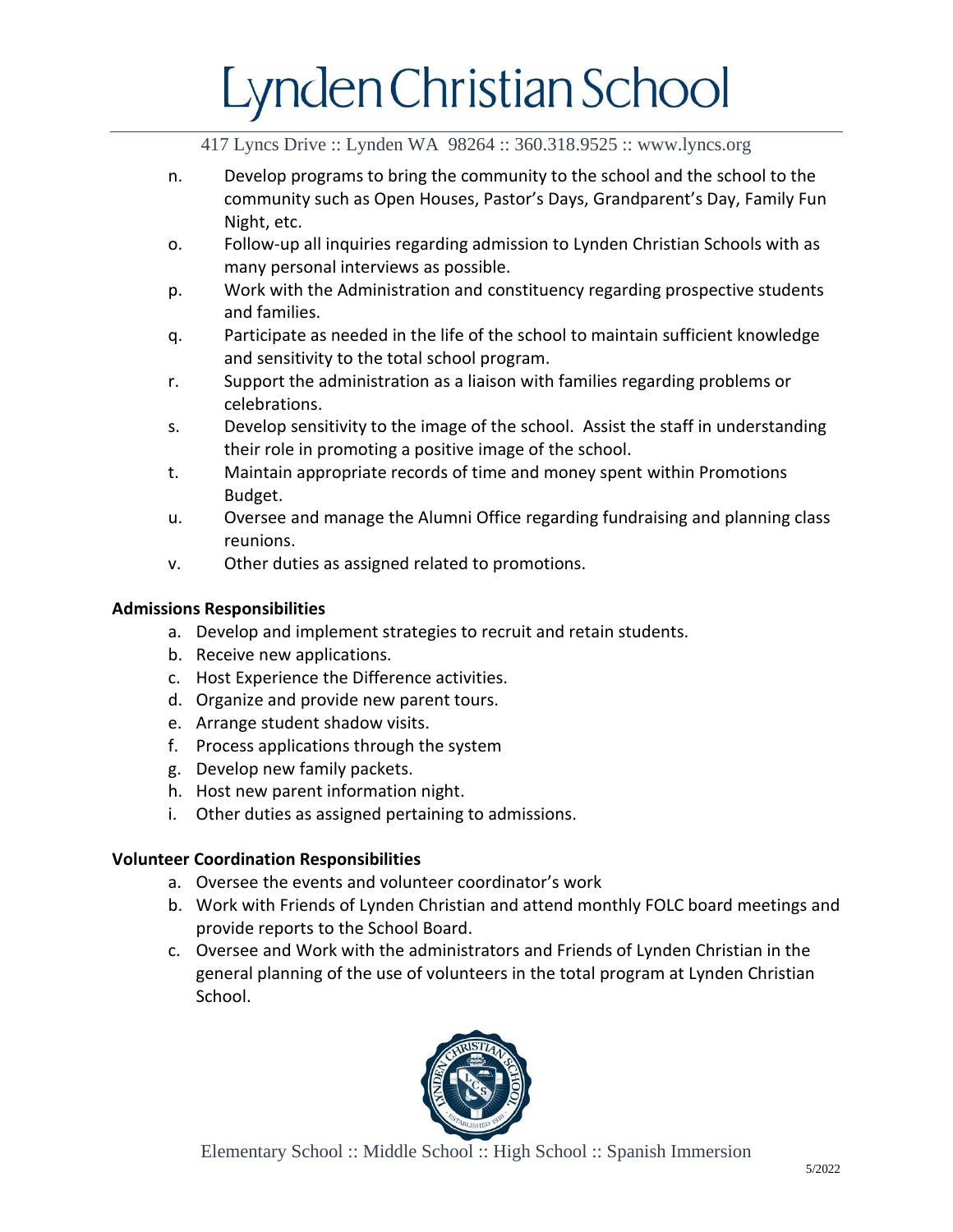n. Develop programs to bring the community to the school and the school to the community such as Open Houses, Pastor's Days, Grandparent's Day, Family Fun Night, etc.

o. Follow-up all inquiries regarding admission to Lynden Christian Schools with as many personal interviews as possible.

p. Work with the Administration and constituency regarding prospective students and families.

q. Participate as needed in the life of the school to maintain sufficient knowledge and sensitivity to the total school program.

r. Support the administration as a liaison with families regarding problems or celebrations.

s. Develop sensitivity to the image of the school. Assist the staff in understanding their role in promoting a positive image of the school.

t. Maintain appropriate records of time and money spent within Promotions Budget.

u. Oversee and manage the Alumni Office regarding fundraising and planning class reunions.

v. Other duties as assigned related to promotions.

**Admissions Responsibilities**

a. Develop and implement strategies to recruit and retain students.
b. Receive new applications.
c. Host Experience the Difference activities.
d. Organize and provide new parent tours.
e. Arrange student shadow visits.
f. Process applications through the system
g. Develop new family packets.
h. Host new parent information night.
i. Other duties as assigned pertaining to admissions.

**Volunteer Coordination Responsibilities**

a. Oversee the events and volunteer coordinator's work
b. Work with Friends of Lynden Christian and attend monthly FOLC board meetings and provide reports to the School Board.
c. Oversee and Work with the administrators and Friends of Lynden Christian in the general planning of the use of volunteers in the total program at Lynden Christian School.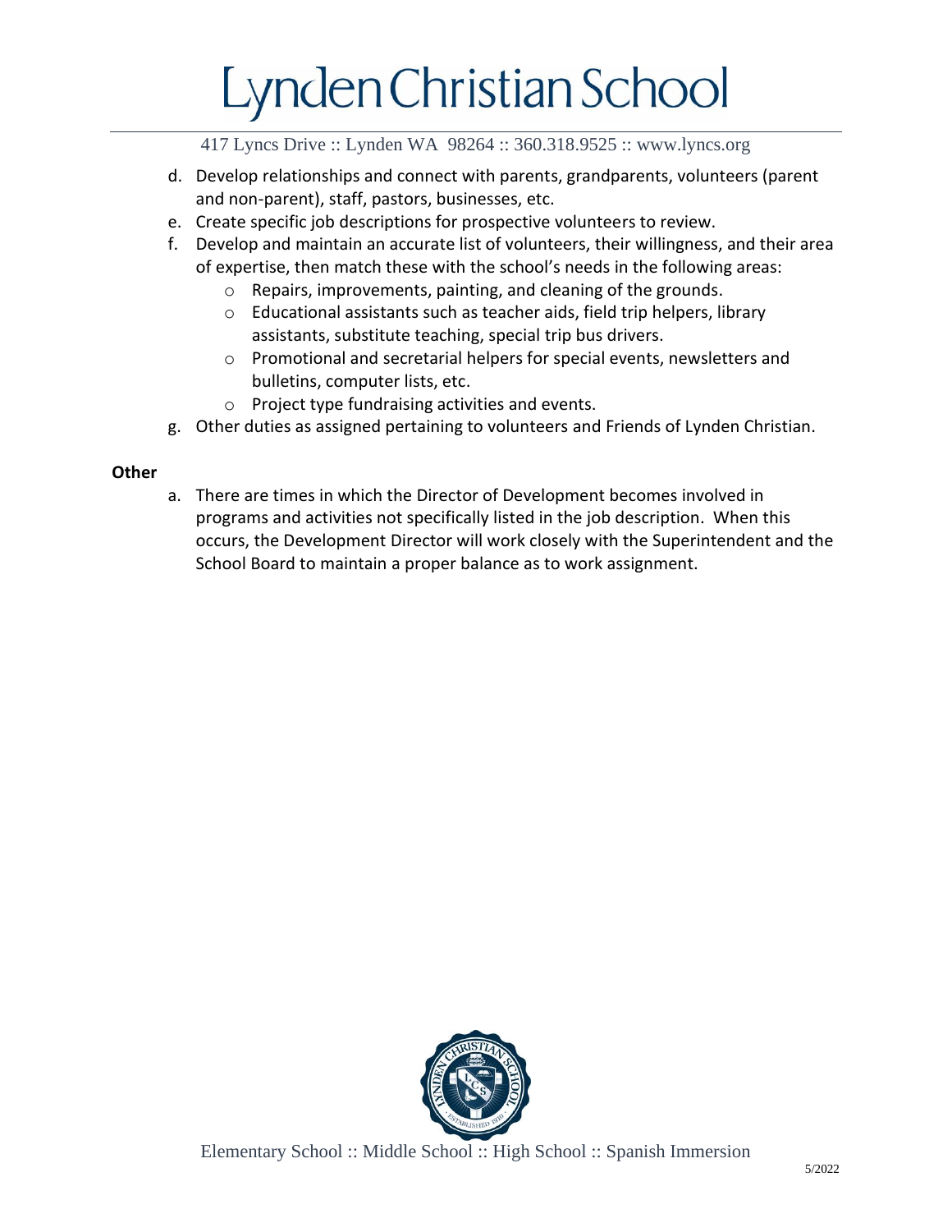d. Develop relationships and connect with parents, grandparents, volunteers (parent and non-parent), staff, pastors, businesses, etc.
e. Create specific job descriptions for prospective volunteers to review.
f. Develop and maintain an accurate list of volunteers, their willingness, and their area of expertise, then match these with the school's needs in the following areas:
   - Repairs, improvements, painting, and cleaning of the grounds.
   - Educational assistants such as teacher aids, field trip helpers, library assistants, substitute teaching, special trip bus drivers.
   - Promotional and secretarial helpers for special events, newsletters and bulletins, computer lists, etc.
   - Project type fundraising activities and events.
g. Other duties as assigned pertaining to volunteers and Friends of Lynden Christian.

**Other**

a. There are times in which the Director of Development becomes involved in programs and activities not specifically listed in the job description. When this occurs, the Development Director will work closely with the Superintendent and the School Board to maintain a proper balance as to work assignment.